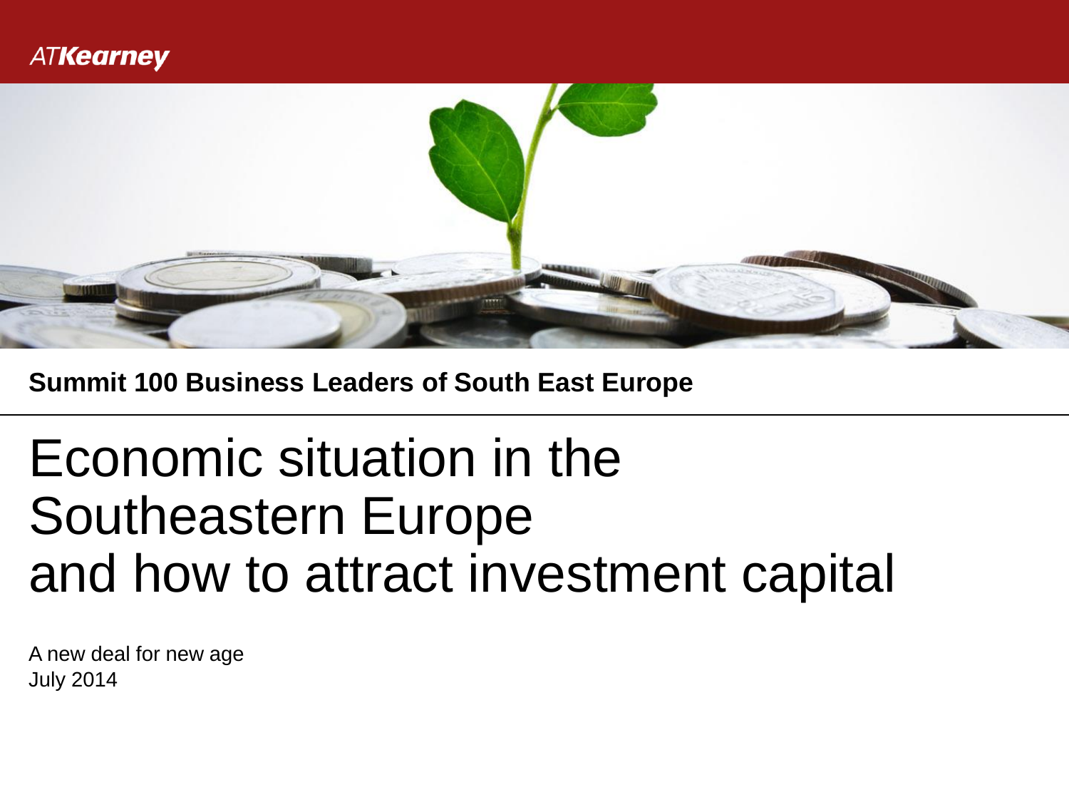ATKearney

**Summit 100 Business Leaders of South East Europe**

# Economic situation in the Southeastern Europe and how to attract investment capital

A new deal for new age
July 2014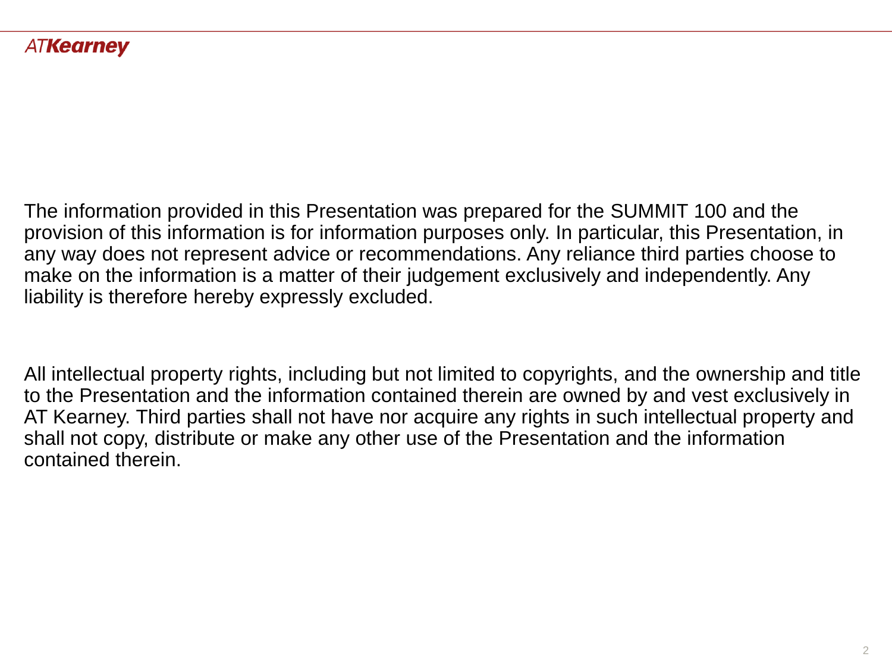The information provided in this Presentation was prepared for the SUMMIT 100 and the provision of this information is for information purposes only. In particular, this Presentation, in any way does not represent advice or recommendations. Any reliance third parties choose to make on the information is a matter of their judgement exclusively and independently. Any liability is therefore hereby expressly excluded.

All intellectual property rights, including but not limited to copyrights, and the ownership and title to the Presentation and the information contained therein are owned by and vest exclusively in AT Kearney. Third parties shall not have nor acquire any rights in such intellectual property and shall not copy, distribute or make any other use of the Presentation and the information contained therein.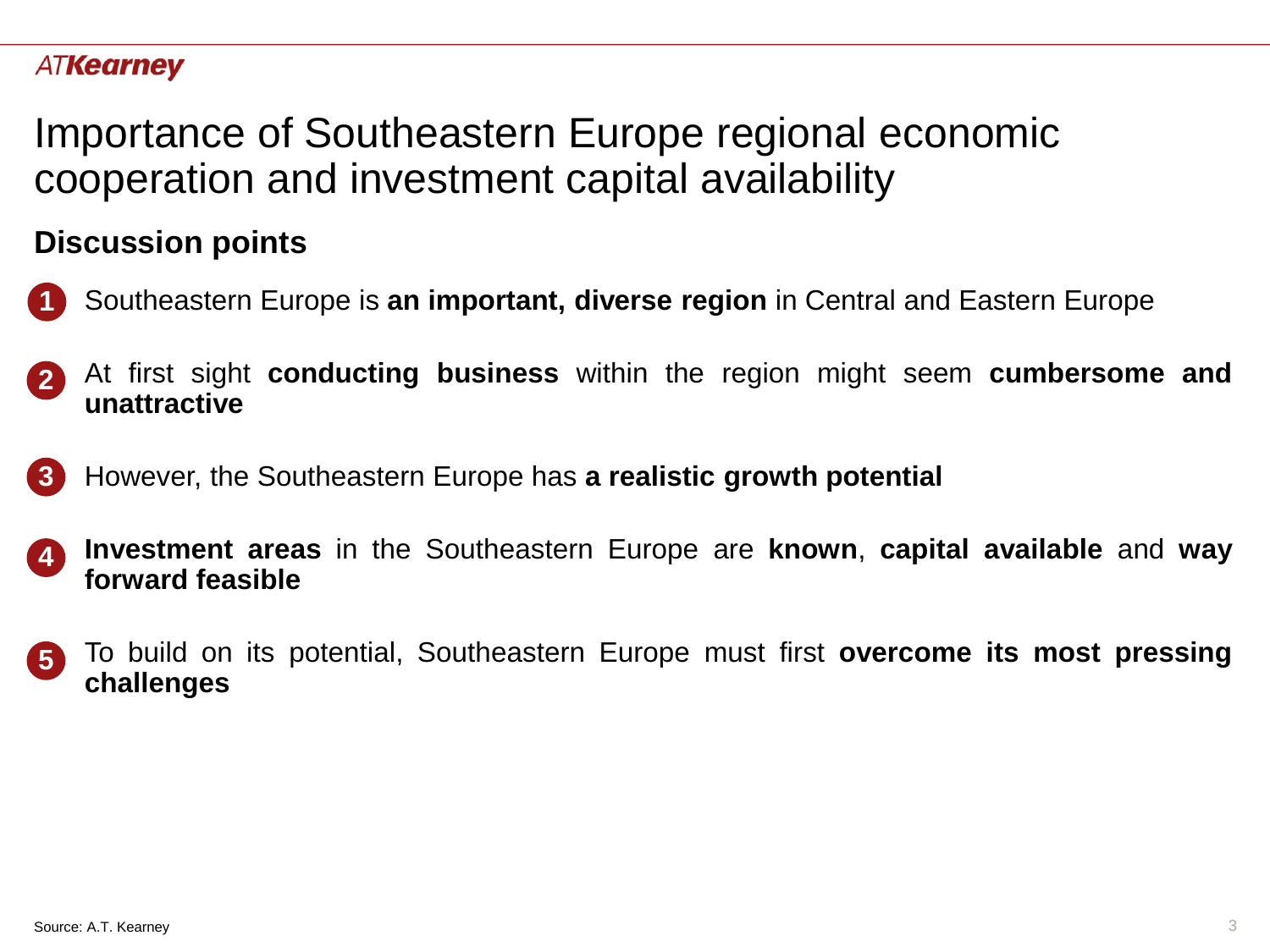# Importance of Southeastern Europe regional economic cooperation and investment capital availability

## Discussion points

1. Southeastern Europe is **an important, diverse region** in Central and Eastern Europe
2. At first sight **conducting business** within the region might seem **cumbersome and unattractive**
3. However, the Southeastern Europe has **a realistic growth potential**
4. **Investment areas** in the Southeastern Europe are **known**, **capital available** and **way forward feasible**
5. To build on its potential, Southeastern Europe must first **overcome its most pressing challenges**

Source: A.T. Kearney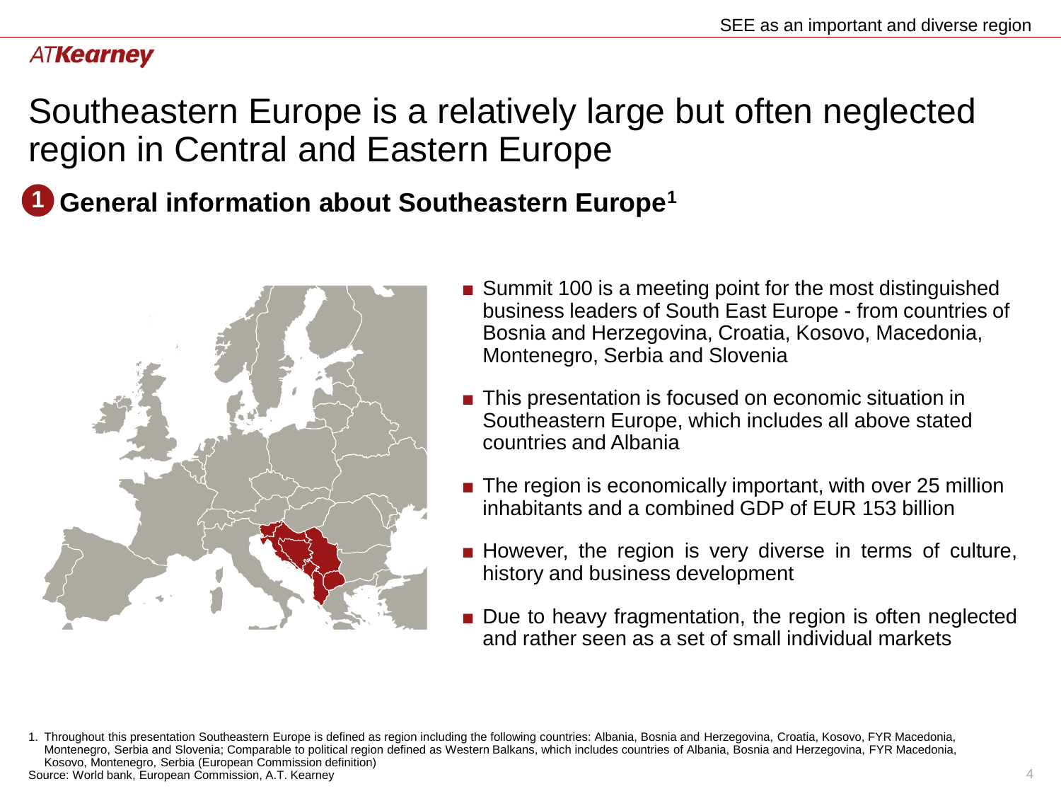# Southeastern Europe is a relatively large but often neglected region in Central and Eastern Europe

## 1 General information about Southeastern Europe[1]

- Summit 100 is a meeting point for the most distinguished business leaders of South East Europe - from countries of Bosnia and Herzegovina, Croatia, Kosovo, Macedonia, Montenegro, Serbia and Slovenia
- This presentation is focused on economic situation in Southeastern Europe, which includes all above stated countries and Albania
- The region is economically important, with over 25 million inhabitants and a combined GDP of EUR 153 billion
- However, the region is very diverse in terms of culture, history and business development
- Due to heavy fragmentation, the region is often neglected and rather seen as a set of small individual markets

1. Throughout this presentation Southeastern Europe is defined as region including the following countries: Albania, Bosnia and Herzegovina, Croatia, Kosovo, FYR Macedonia, Montenegro, Serbia and Slovenia; Comparable to political region defined as Western Balkans, which includes countries of Albania, Bosnia and Herzegovina, FYR Macedonia, Kosovo, Montenegro, Serbia (European Commission definition)

Source: World bank, European Commission, A.T. Kearney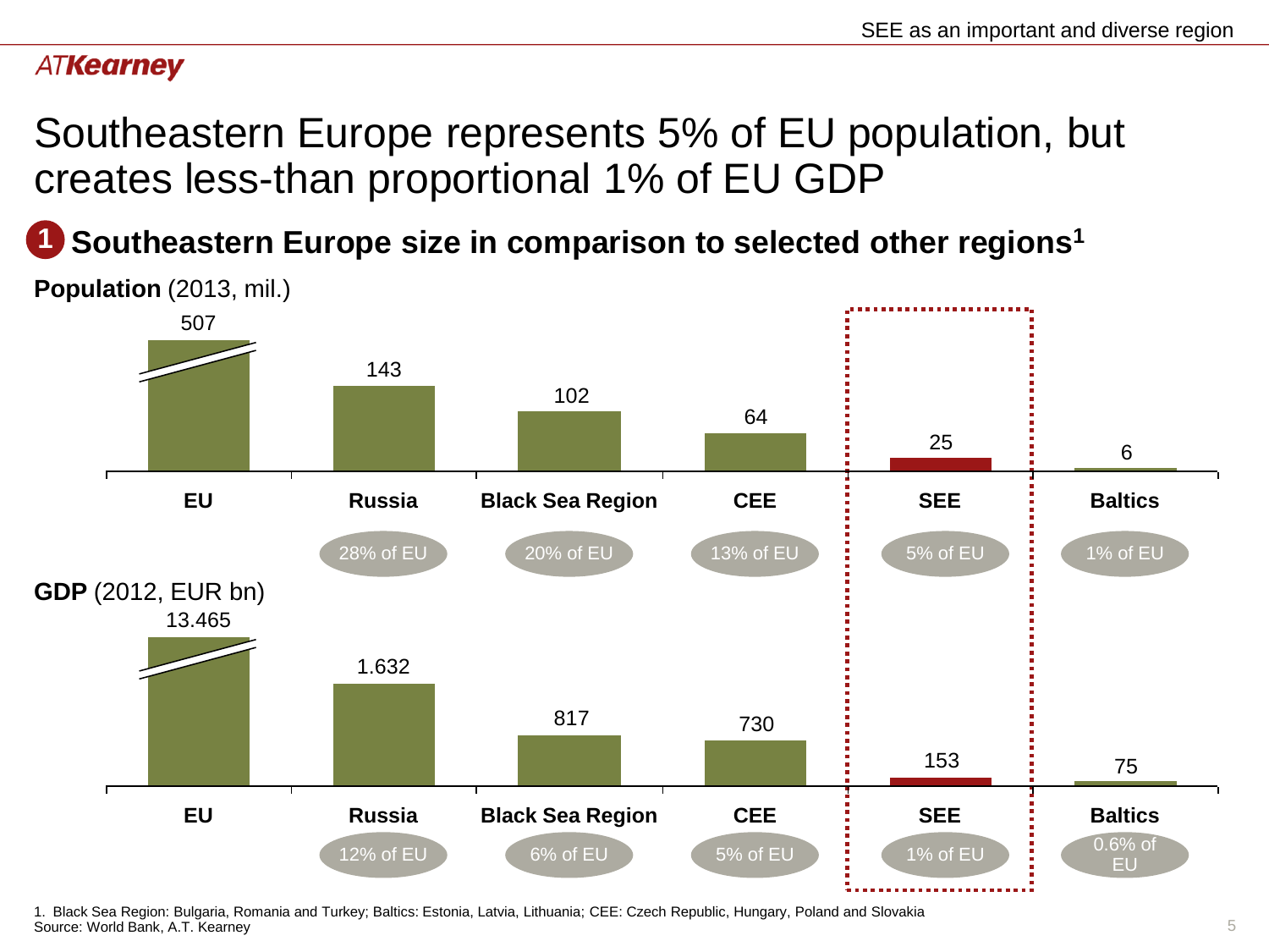# Southeastern Europe represents 5% of EU population, but creates less-than proportional 1% of EU GDP

## 1 Southeastern Europe size in comparison to selected other regions[1]

**Population** (2013, mil.)

| | EU | Russia | Black Sea Region | CEE | SEE | Baltics |
|---|---|---|---|---|---|---|
| Population | 507 | 143 | 102 | 64 | 25 | 6 |
| Share | | 28% of EU | 20% of EU | 13% of EU | 5% of EU | 1% of EU |

**GDP** (2012, EUR bn)

| | EU | Russia | Black Sea Region | CEE | SEE | Baltics |
|---|---|---|---|---|---|---|
| GDP | 13.465 | 1.632 | 817 | 730 | 153 | 75 |
| Share | | 12% of EU | 6% of EU | 5% of EU | 1% of EU | 0.6% of EU |

1. Black Sea Region: Bulgaria, Romania and Turkey; Baltics: Estonia, Latvia, Lithuania; CEE: Czech Republic, Hungary, Poland and Slovakia

Source: World Bank, A.T. Kearney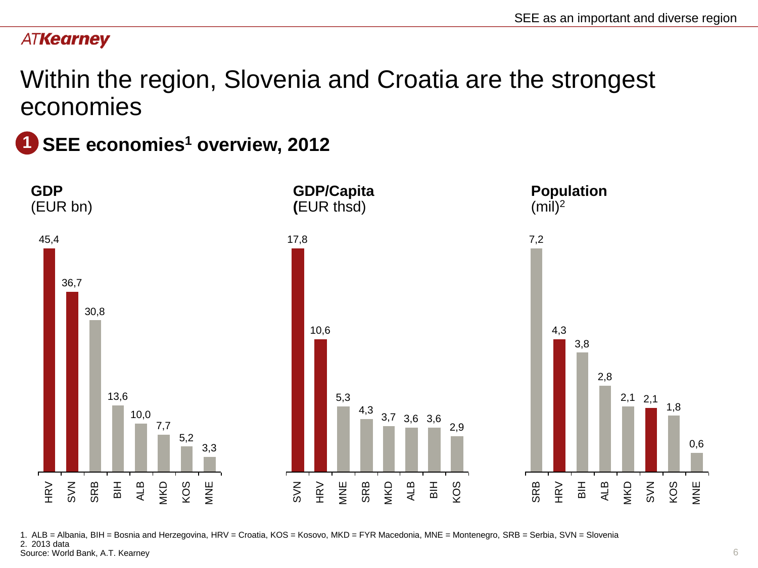ATKearney

# Within the region, Slovenia and Croatia are the strongest economies

## 1 SEE economies[1] overview, 2012

**GDP** (EUR bn)

| HRV | SVN | SRB | BIH | ALB | MKD | KOS | MNE |
|---|---|---|---|---|---|---|---|
| 45,4 | 36,7 | 30,8 | 13,6 | 10,0 | 7,7 | 5,2 | 3,3 |

**GDP/Capita** (EUR thsd)

| SVN | HRV | MNE | SRB | MKD | ALB | BIH | KOS |
|---|---|---|---|---|---|---|---|
| 17,8 | 10,6 | 5,3 | 4,3 | 3,7 | 3,6 | 3,6 | 2,9 |

**Population** (mil)[2]

| SRB | HRV | BIH | ALB | MKD | SVN | KOS | MNE |
|---|---|---|---|---|---|---|---|
| 7,2 | 4,3 | 3,8 | 2,8 | 2,1 | 2,1 | 1,8 | 0,6 |

1. ALB = Albania, BIH = Bosnia and Herzegovina, HRV = Croatia, KOS = Kosovo, MKD = FYR Macedonia, MNE = Montenegro, SRB = Serbia, SVN = Slovenia
2. 2013 data

Source: World Bank, A.T. Kearney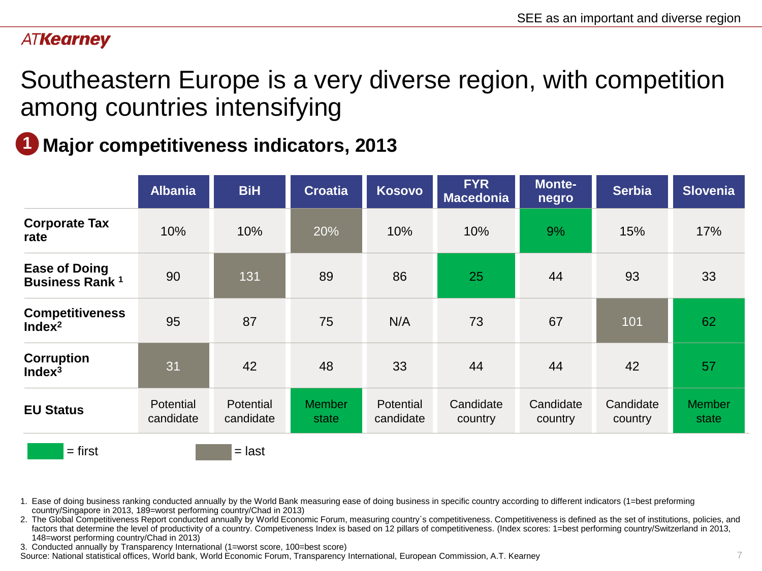# Southeastern Europe is a very diverse region, with competition among countries intensifying

## 1 Major competitiveness indicators, 2013

| | Albania | BiH | Croatia | Kosovo | FYR Macedonia | Monte-negro | Serbia | Slovenia |
|---|---|---|---|---|---|---|---|---|
| **Corporate Tax rate** | 10% | 10% | 20% | 10% | 10% | 9% | 15% | 17% |
| **Ease of Doing Business Rank [1]** | 90 | 131 | 89 | 86 | 25 | 44 | 93 | 33 |
| **Competitiveness Index[2]** | 95 | 87 | 75 | N/A | 73 | 67 | 101 | 62 |
| **Corruption Index[3]** | 31 | 42 | 48 | 33 | 44 | 44 | 42 | 57 |
| **EU Status** | Potential candidate | Potential candidate | Member state | Potential candidate | Candidate country | Candidate country | Candidate country | Member state |

= first (green: Montenegro 9% corporate tax rate; FYR Macedonia 25 ease of doing business rank; Slovenia 62 competitiveness index; Slovenia 57 corruption index; Croatia and Slovenia member state)

= last (grey: Croatia 20% corporate tax rate; BiH 131 ease of doing business rank; Serbia 101 competitiveness index; Albania 31 corruption index)

1. Ease of doing business ranking conducted annually by the World Bank measuring ease of doing business in specific country according to different indicators (1=best preforming country/Singapore in 2013, 189=worst performing country/Chad in 2013)
2. The Global Competitiveness Report conducted annually by World Economic Forum, measuring country`s competitiveness. Competitiveness is defined as the set of institutions, policies, and factors that determine the level of productivity of a country. Competeveness Index is based on 12 pillars of competitiveness. (Index scores: 1=best performing country/Switzerland in 2013, 148=worst performing country/Chad in 2013)
3. Conducted annually by Transparency International (1=worst score, 100=best score)

Source: National statistical offices, World bank, World Economic Forum, Transparency International, European Commission, A.T. Kearney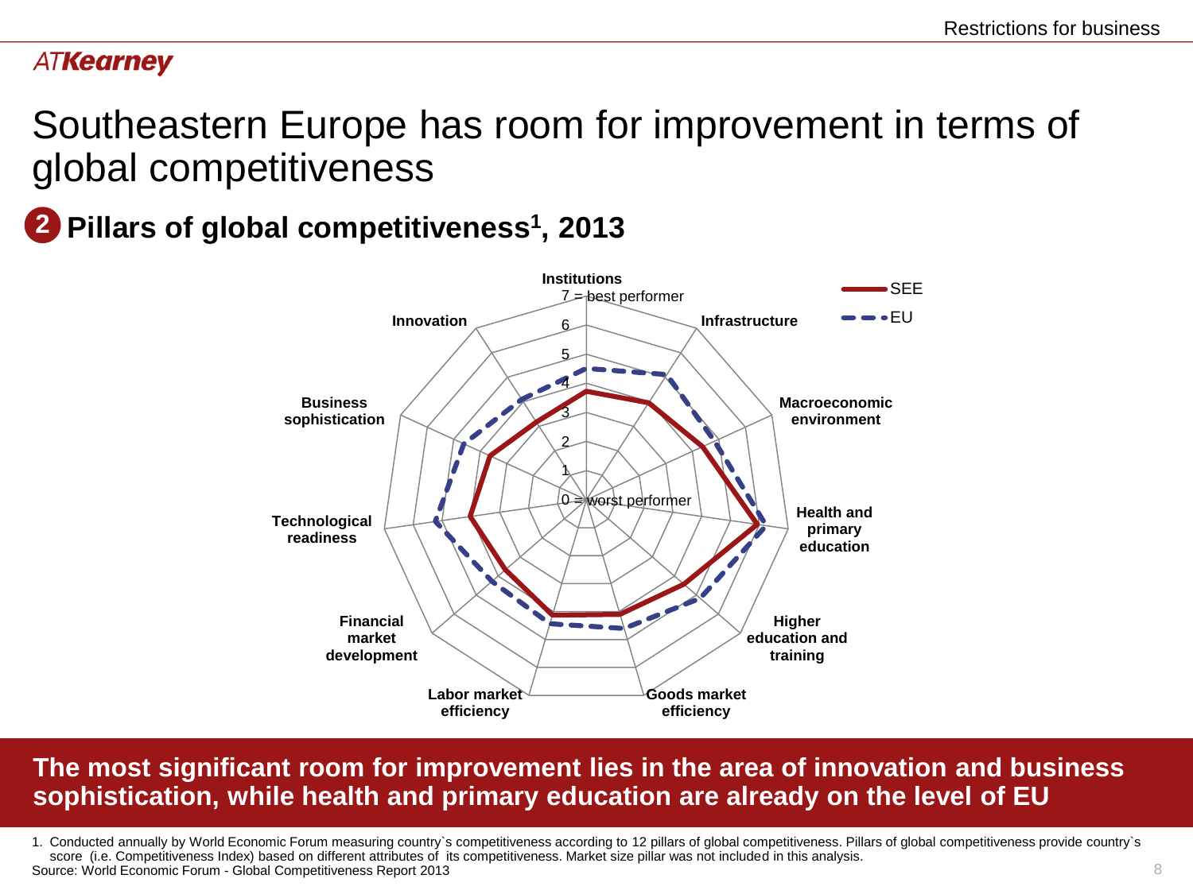# Southeastern Europe has room for improvement in terms of global competitiveness

## 2 Pillars of global competitiveness[1], 2013

Institutions
7 = best performer
6
5
4
3
2
1
0 = worst performer

Infrastructure
Macroeconomic environment
Health and primary education
Higher education and training
Goods market efficiency
Labor market efficiency
Financial market development
Technological readiness
Business sophistication
Innovation

SEE
EU

**The most significant room for improvement lies in the area of innovation and business sophistication, while health and primary education are already on the level of EU**

1. Conducted annually by World Economic Forum measuring country`s competitiveness according to 12 pillars of global competitiveness. Pillars of global competitiveness provide country`s score (i.e. Competitiveness Index) based on different attributes of its competitiveness. Market size pillar was not included in this analysis.

Source: World Economic Forum - Global Competitiveness Report 2013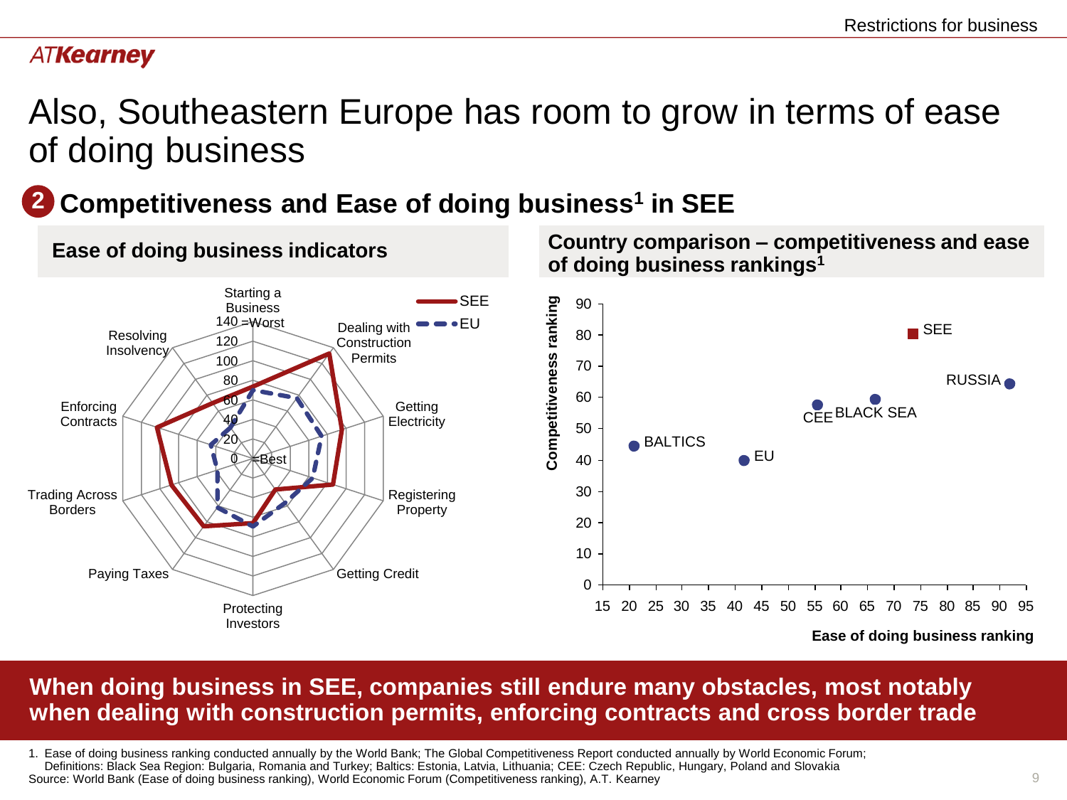# Also, Southeastern Europe has room to grow in terms of ease of doing business

## 2 Competitiveness and Ease of doing business[1] in SEE

### Ease of doing business indicators

Starting a Business

140 =Worst

120

100

80

60

40

20

0 =Best

SEE

EU

Dealing with Construction Permits

Getting Electricity

Registering Property

Getting Credit

Protecting Investors

Paying Taxes

Trading Across Borders

Enforcing Contracts

Resolving Insolvency

### Country comparison – competitiveness and ease of doing business rankings[1]

Competitiveness ranking

Ease of doing business ranking

SEE

RUSSIA

CEE

BLACK SEA

BALTICS

EU

**When doing business in SEE, companies still endure many obstacles, most notably when dealing with construction permits, enforcing contracts and cross border trade**

1. Ease of doing business ranking conducted annually by the World Bank; The Global Competitiveness Report conducted annually by World Economic Forum; Definitions: Black Sea Region: Bulgaria, Romania and Turkey; Baltics: Estonia, Latvia, Lithuania; CEE: Czech Republic, Hungary, Poland and Slovakia

Source: World Bank (Ease of doing business ranking), World Economic Forum (Competitiveness ranking), A.T. Kearney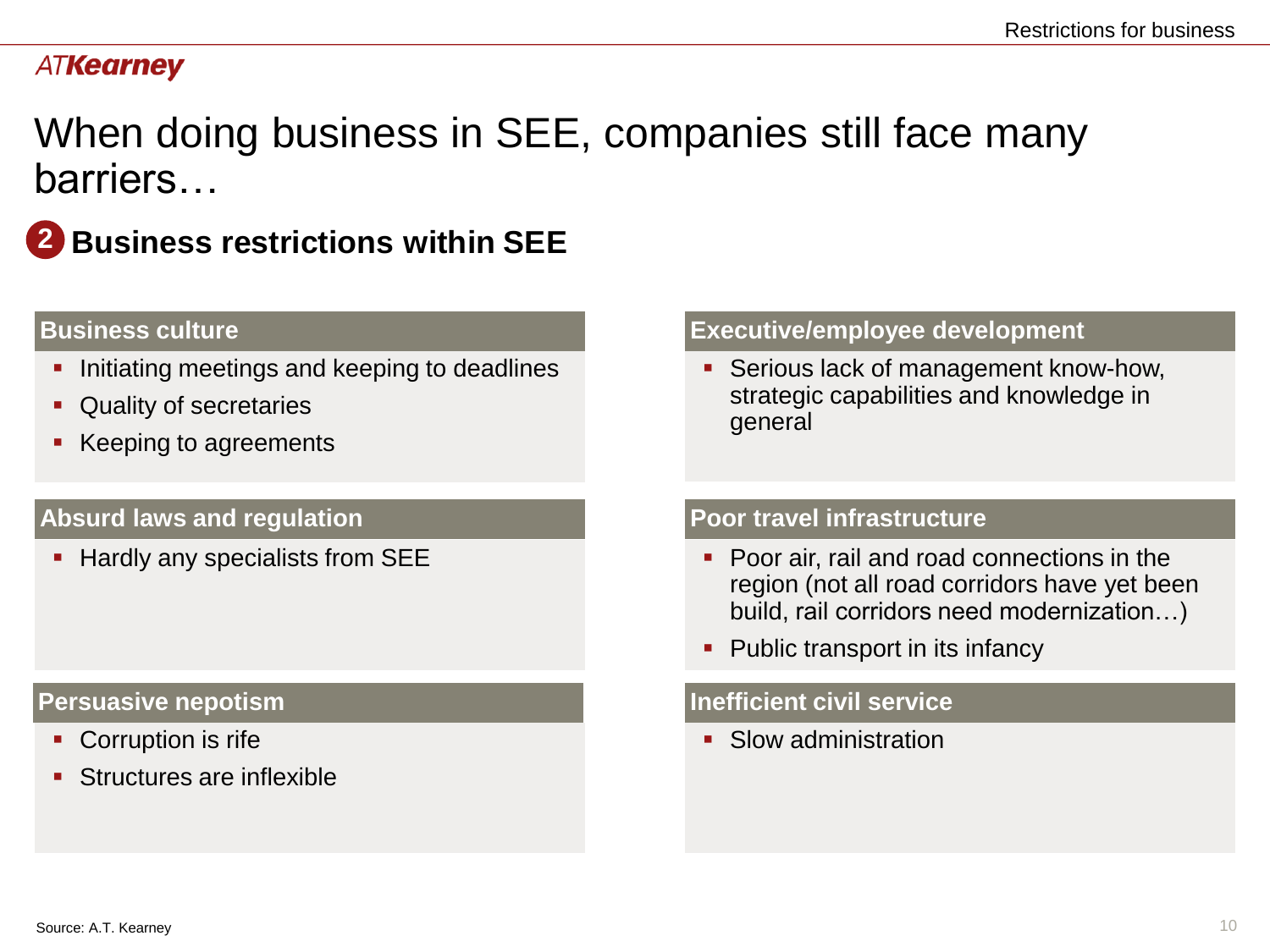# When doing business in SEE, companies still face many barriers…

## 2 Business restrictions within SEE

### Business culture

- Initiating meetings and keeping to deadlines
- Quality of secretaries
- Keeping to agreements

### Absurd laws and regulation

- Hardly any specialists from SEE

### Persuasive nepotism

- Corruption is rife
- Structures are inflexible

### Executive/employee development

- Serious lack of management know-how, strategic capabilities and knowledge in general

### Poor travel infrastructure

- Poor air, rail and road connections in the region (not all road corridors have yet been build, rail corridors need modernization…)
- Public transport in its infancy

### Inefficient civil service

- Slow administration

Source: A.T. Kearney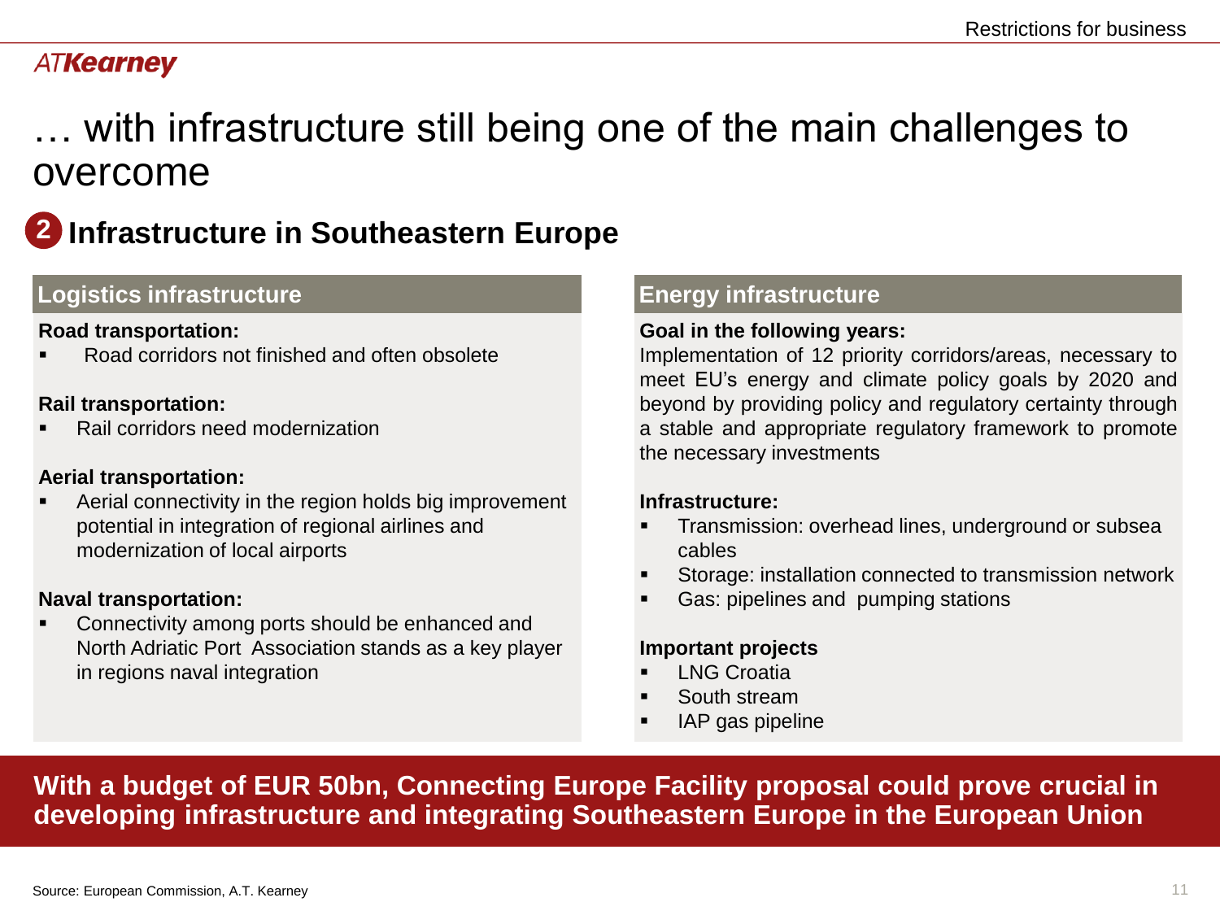# … with infrastructure still being one of the main challenges to overcome

## 2 Infrastructure in Southeastern Europe

### Logistics infrastructure

**Road transportation:**
- Road corridors not finished and often obsolete

**Rail transportation:**
- Rail corridors need modernization

**Aerial transportation:**
- Aerial connectivity in the region holds big improvement potential in integration of regional airlines and modernization of local airports

**Naval transportation:**
- Connectivity among ports should be enhanced and North Adriatic Port Association stands as a key player in regions naval integration

### Energy infrastructure

**Goal in the following years:**
Implementation of 12 priority corridors/areas, necessary to meet EU's energy and climate policy goals by 2020 and beyond by providing policy and regulatory certainty through a stable and appropriate regulatory framework to promote the necessary investments

**Infrastructure:**
- Transmission: overhead lines, underground or subsea cables
- Storage: installation connected to transmission network
- Gas: pipelines and pumping stations

**Important projects**
- LNG Croatia
- South stream
- IAP gas pipeline

**With a budget of EUR 50bn, Connecting Europe Facility proposal could prove crucial in developing infrastructure and integrating Southeastern Europe in the European Union**

Source: European Commission, A.T. Kearney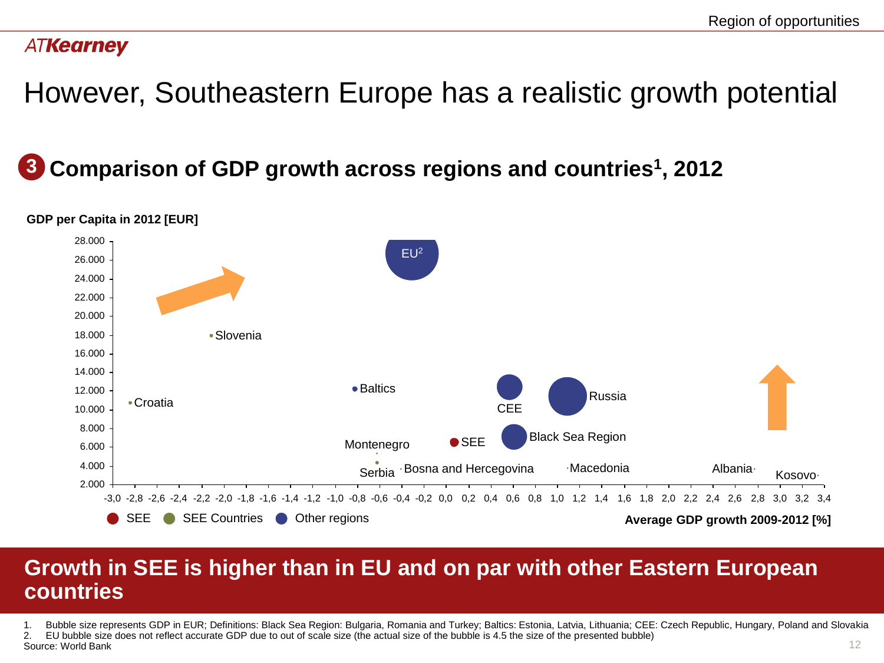# However, Southeastern Europe has a realistic growth potential

## 3 Comparison of GDP growth across regions and countries[1], 2012

GDP per Capita in 2012 [EUR]

28.000
26.000
24.000
22.000
20.000
18.000
16.000
14.000
12.000
10.000
8.000
6.000
4.000
2.000

EU[2]

Slovenia

Croatia

Baltics

CEE

Russia

Montenegro

SEE

Black Sea Region

Serbia

Bosna and Hercegovina

Macedonia

Albania

Kosovo

-3,0 -2,8 -2,6 -2,4 -2,2 -2,0 -1,8 -1,6 -1,4 -1,2 -1,0 -0,8 -0,6 -0,4 -0,2 0,0 0,2 0,4 0,6 0,8 1,0 1,2 1,4 1,6 1,8 2,0 2,2 2,4 2,6 2,8 3,0 3,2 3,4

SEE   SEE Countries   Other regions

**Average GDP growth 2009-2012 [%]**

**Growth in SEE is higher than in EU and on par with other Eastern European countries**

1. Bubble size represents GDP in EUR; Definitions: Black Sea Region: Bulgaria, Romania and Turkey; Baltics: Estonia, Latvia, Lithuania; CEE: Czech Republic, Hungary, Poland and Slovakia
2. EU bubble size does not reflect accurate GDP due to out of scale size (the actual size of the bubble is 4.5 the size of the presented bubble)

Source: World Bank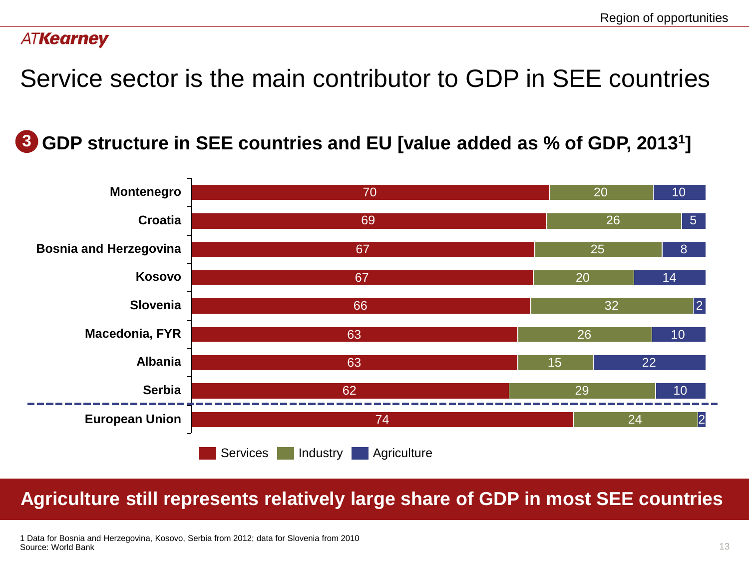# Service sector is the main contributor to GDP in SEE countries

## 3 GDP structure in SEE countries and EU [value added as % of GDP, 2013[1]]

| Country | Services | Industry | Agriculture |
|---|---|---|---|
| Montenegro | 70 | 20 | 10 |
| Croatia | 69 | 26 | 5 |
| Bosnia and Herzegovina | 67 | 25 | 8 |
| Kosovo | 67 | 20 | 14 |
| Slovenia | 66 | 32 | 2 |
| Macedonia, FYR | 63 | 26 | 10 |
| Albania | 63 | 15 | 22 |
| Serbia | 62 | 29 | 10 |
| European Union | 74 | 24 | 2 |

**Agriculture still represents relatively large share of GDP in most SEE countries**

1 Data for Bosnia and Herzegovina, Kosovo, Serbia from 2012; data for Slovenia from 2010
Source: World Bank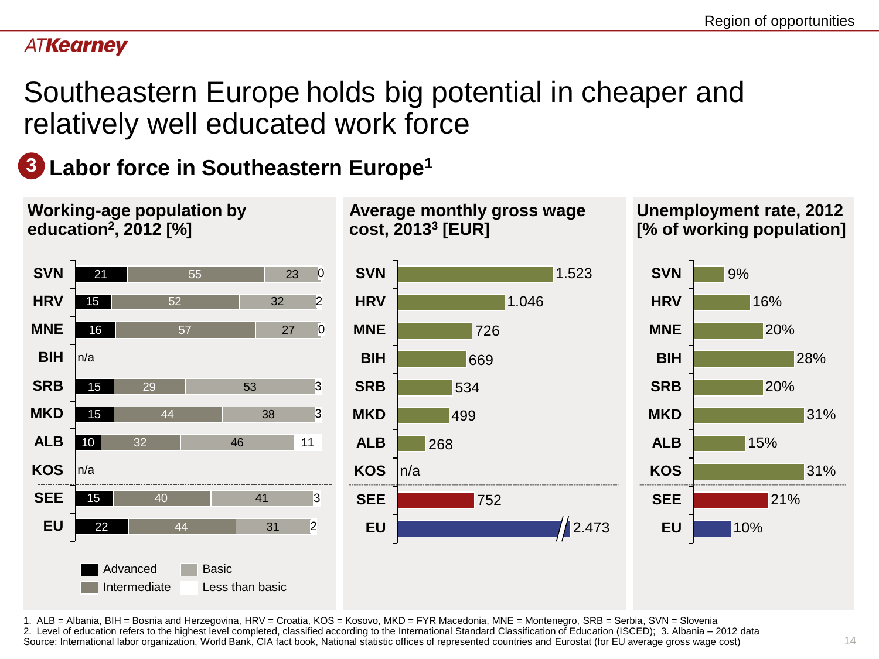# Southeastern Europe holds big potential in cheaper and relatively well educated work force

## 3 Labor force in Southeastern Europe[1]

### Working-age population by education[2], 2012 [%]

| Country | Advanced | Intermediate | Basic | Less than basic |
|---|---|---|---|---|
| SVN | 21 | 55 | 23 | 0 |
| HRV | 15 | 52 | 32 | 2 |
| MNE | 16 | 57 | 27 | 0 |
| BIH | n/a | | | |
| SRB | 15 | 29 | 53 | 3 |
| MKD | 15 | 44 | 38 | 3 |
| ALB | 10 | 32 | 46 | 11 |
| KOS | n/a | | | |
| SEE | 15 | 40 | 41 | 3 |
| EU | 22 | 44 | 31 | 2 |

### Average monthly gross wage cost, 2013[3] [EUR]

| Country | EUR |
|---|---|
| SVN | 1.523 |
| HRV | 1.046 |
| MNE | 726 |
| BIH | 669 |
| SRB | 534 |
| MKD | 499 |
| ALB | 268 |
| KOS | n/a |
| SEE | 752 |
| EU | 2.473 |

### Unemployment rate, 2012 [% of working population]

| Country | % |
|---|---|
| SVN | 9% |
| HRV | 16% |
| MNE | 20% |
| BIH | 28% |
| SRB | 20% |
| MKD | 31% |
| ALB | 15% |
| KOS | 31% |
| SEE | 21% |
| EU | 10% |

1. ALB = Albania, BIH = Bosnia and Herzegovina, HRV = Croatia, KOS = Kosovo, MKD = FYR Macedonia, MNE = Montenegro, SRB = Serbia, SVN = Slovenia
2. Level of education refers to the highest level completed, classified according to the International Standard Classification of Education (ISCED); 3. Albania – 2012 data

Source: International labor organization, World Bank, CIA fact book, National statistic offices of represented countries and Eurostat (for EU average gross wage cost)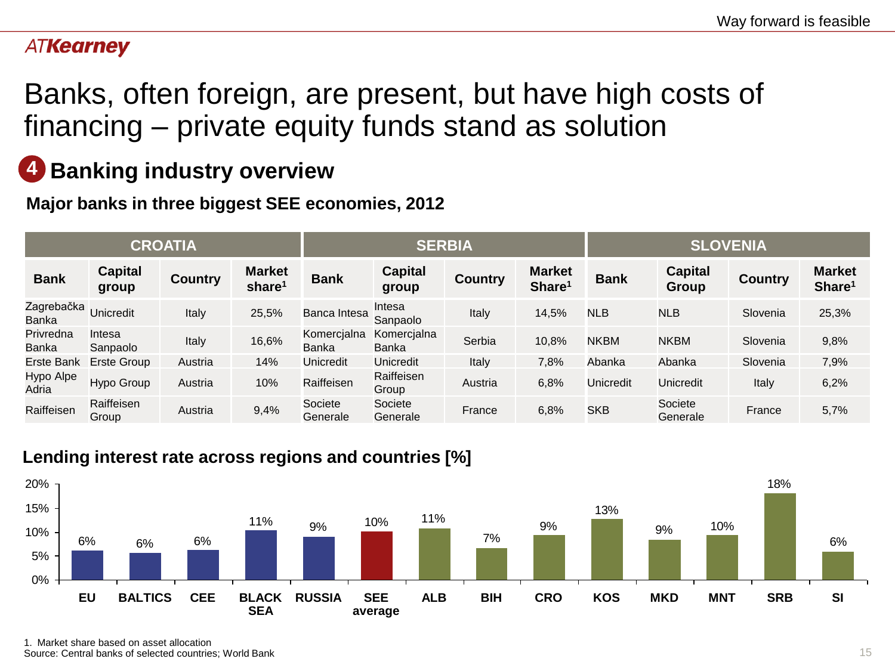# Banks, often foreign, are present, but have high costs of financing – private equity funds stand as solution

## 4 Banking industry overview

### Major banks in three biggest SEE economies, 2012

| CROATIA | | | | SERBIA | | | | SLOVENIA | | | |
|---|---|---|---|---|---|---|---|---|---|---|---|
| **Bank** | **Capital group** | **Country** | **Market share[1]** | **Bank** | **Capital group** | **Country** | **Market Share[1]** | **Bank** | **Capital Group** | **Country** | **Market Share[1]** |
| Zagrebačka Banka | Unicredit | Italy | 25,5% | Banca Intesa | Intesa Sanpaolo | Italy | 14,5% | NLB | NLB | Slovenia | 25,3% |
| Privredna Banka | Intesa Sanpaolo | Italy | 16,6% | Komercjalna Banka | Komercjalna Banka | Serbia | 10,8% | NKBM | NKBM | Slovenia | 9,8% |
| Erste Bank | Erste Group | Austria | 14% | Unicredit | Unicredit | Italy | 7,8% | Abanka | Abanka | Slovenia | 7,9% |
| Hypo Alpe Adria | Hypo Group | Austria | 10% | Raiffeisen | Raiffeisen Group | Austria | 6,8% | Unicredit | Unicredit | Italy | 6,2% |
| Raiffeisen | Raiffeisen Group | Austria | 9,4% | Societe Generale | Societe Generale | France | 6,8% | SKB | Societe Generale | France | 5,7% |

### Lending interest rate across regions and countries [%]

| Region/Country | Lending interest rate |
|---|---|
| EU | 6% |
| BALTICS | 6% |
| CEE | 6% |
| BLACK SEA | 11% |
| RUSSIA | 9% |
| SEE average | 10% |
| ALB | 11% |
| BIH | 7% |
| CRO | 9% |
| KOS | 13% |
| MKD | 9% |
| MNT | 10% |
| SRB | 18% |
| SI | 6% |

1. Market share based on asset allocation
Source: Central banks of selected countries; World Bank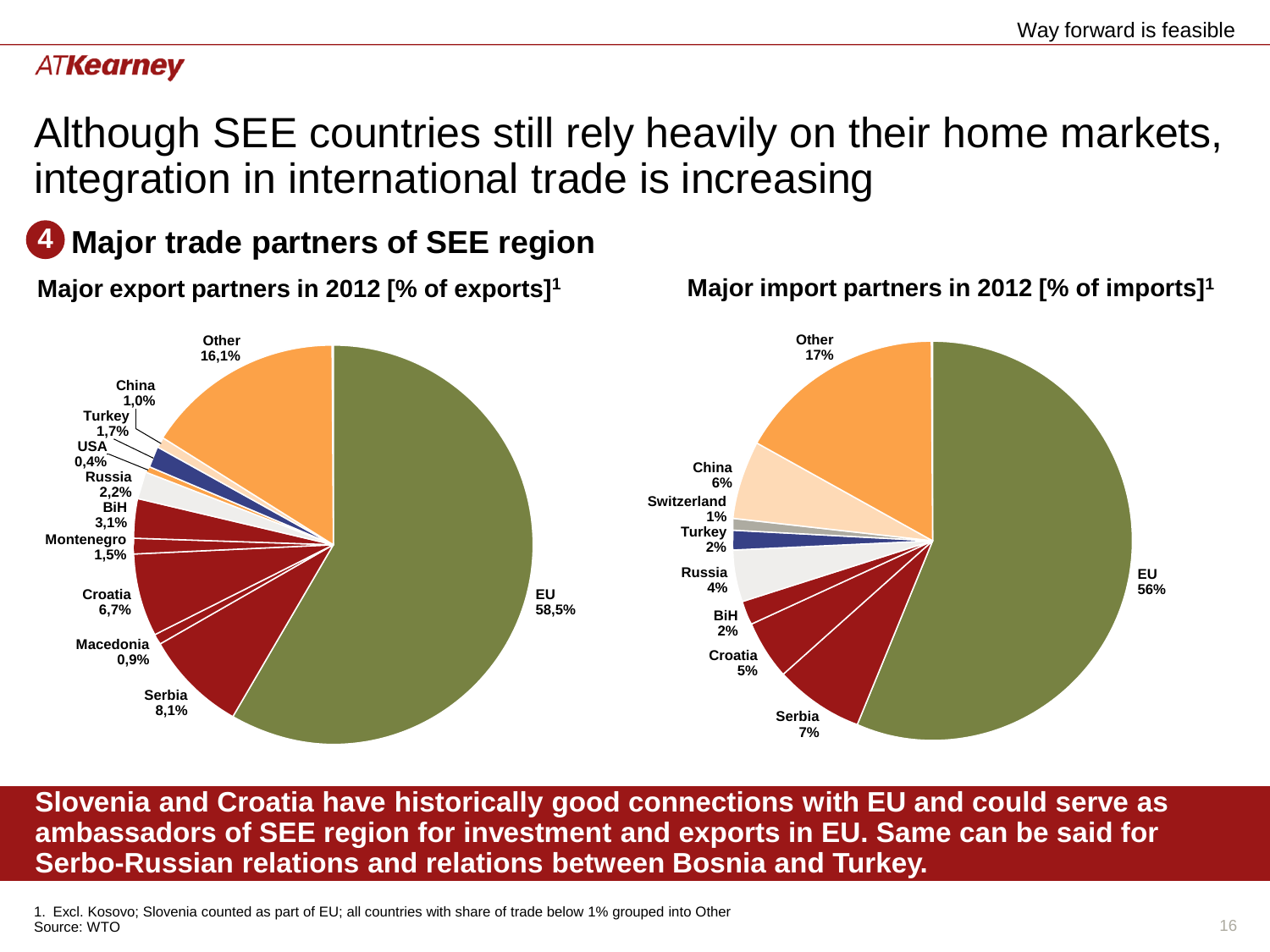# Although SEE countries still rely heavily on their home markets, integration in international trade is increasing

## 4 Major trade partners of SEE region

**Major export partners in 2012 [% of exports][1]**

| Partner | Share |
|---|---|
| EU | 58,5% |
| Serbia | 8,1% |
| Macedonia | 0,9% |
| Croatia | 6,7% |
| Montenegro | 1,5% |
| BiH | 3,1% |
| Russia | 2,2% |
| USA | 0,4% |
| Turkey | 1,7% |
| China | 1,0% |
| Other | 16,1% |

**Major import partners in 2012 [% of imports][1]**

| Partner | Share |
|---|---|
| EU | 56% |
| Serbia | 7% |
| Croatia | 5% |
| BiH | 2% |
| Russia | 4% |
| Turkey | 2% |
| Switzerland | 1% |
| China | 6% |
| Other | 17% |

**Slovenia and Croatia have historically good connections with EU and could serve as ambassadors of SEE region for investment and exports in EU. Same can be said for Serbo-Russian relations and relations between Bosnia and Turkey.**

1. Excl. Kosovo; Slovenia counted as part of EU; all countries with share of trade below 1% grouped into Other

Source: WTO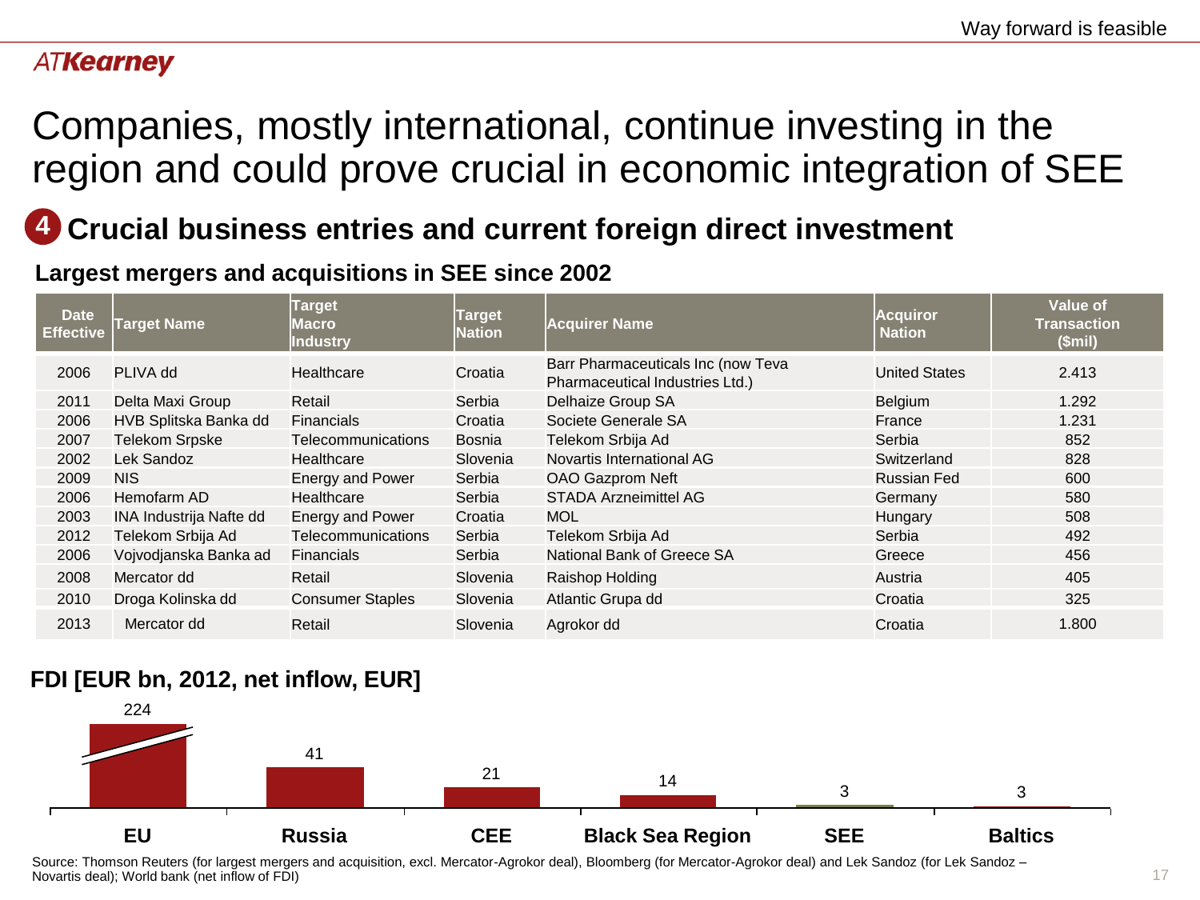# Companies, mostly international, continue investing in the region and could prove crucial in economic integration of SEE

## 4 Crucial business entries and current foreign direct investment

### Largest mergers and acquisitions in SEE since 2002

| Date Effective | Target Name | Target Macro Industry | Target Nation | Acquirer Name | Acquiror Nation | Value of Transaction ($mil) |
|---|---|---|---|---|---|---|
| 2006 | PLIVA dd | Healthcare | Croatia | Barr Pharmaceuticals Inc (now Teva Pharmaceutical Industries Ltd.) | United States | 2.413 |
| 2011 | Delta Maxi Group | Retail | Serbia | Delhaize Group SA | Belgium | 1.292 |
| 2006 | HVB Splitska Banka dd | Financials | Croatia | Societe Generale SA | France | 1.231 |
| 2007 | Telekom Srpske | Telecommunications | Bosnia | Telekom Srbija Ad | Serbia | 852 |
| 2002 | Lek Sandoz | Healthcare | Slovenia | Novartis International AG | Switzerland | 828 |
| 2009 | NIS | Energy and Power | Serbia | OAO Gazprom Neft | Russian Fed | 600 |
| 2006 | Hemofarm AD | Healthcare | Serbia | STADA Arzneimittel AG | Germany | 580 |
| 2003 | INA Industrija Nafte dd | Energy and Power | Croatia | MOL | Hungary | 508 |
| 2012 | Telekom Srbija Ad | Telecommunications | Serbia | Telekom Srbija Ad | Serbia | 492 |
| 2006 | Vojvodjanska Banka ad | Financials | Serbia | National Bank of Greece SA | Greece | 456 |
| 2008 | Mercator dd | Retail | Slovenia | Raishop Holding | Austria | 405 |
| 2010 | Droga Kolinska dd | Consumer Staples | Slovenia | Atlantic Grupa dd | Croatia | 325 |
| 2013 | Mercator dd | Retail | Slovenia | Agrokor dd | Croatia | 1.800 |

### FDI [EUR bn, 2012, net inflow, EUR]

| Region | Value |
|---|---|
| EU | 224 |
| Russia | 41 |
| CEE | 21 |
| Black Sea Region | 14 |
| SEE | 3 |
| Baltics | 3 |

Source: Thomson Reuters (for largest mergers and acquisition, excl. Mercator-Agrokor deal), Bloomberg (for Mercator-Agrokor deal) and Lek Sandoz (for Lek Sandoz – Novartis deal); World bank (net inflow of FDI)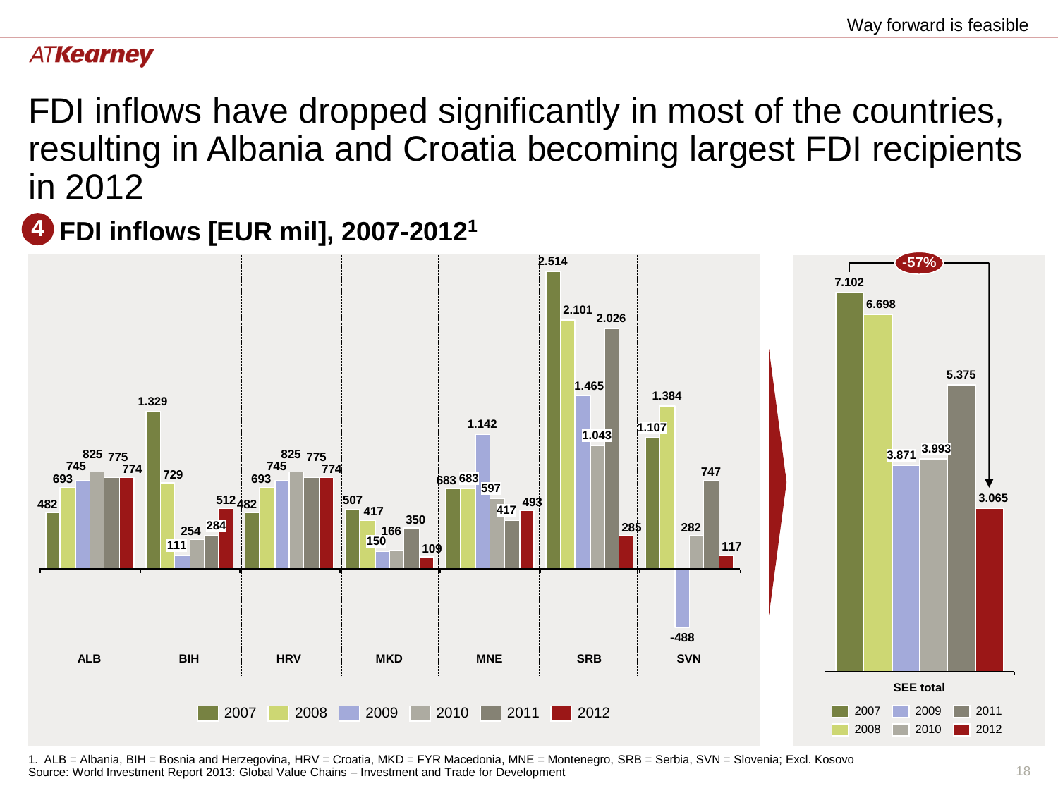# FDI inflows have dropped significantly in most of the countries, resulting in Albania and Croatia becoming largest FDI recipients in 2012

## 4 FDI inflows [EUR mil], 2007-2012[1]

| Country | 2007 | 2008 | 2009 | 2010 | 2011 | 2012 |
|---|---|---|---|---|---|---|
| ALB | 482 | 693 | 745 | 825 | 775 | 774 |
| BIH | 1.329 | 729 | 111 | 254 | 284 | 512 |
| HRV | 482 | 693 | 745 | 825 | 775 | 774 |
| MKD | 507 | 417 | 150 | 166 | 350 | 109 |
| MNE | 683 | 683 | 1.142 | 597 | 417 | 493 |
| SRB | 2.514 | 2.101 | 1.465 | 1.043 | 2.026 | 285 |
| SVN | 1.107 | 1.384 | -488 | 282 | 747 | 117 |

| | 2007 | 2008 | 2009 | 2010 | 2011 | 2012 |
|---|---|---|---|---|---|---|
| SEE total | 7.102 | 6.698 | 3.871 | 3.993 | 5.375 | 3.065 |

-57%

1. ALB = Albania, BIH = Bosnia and Herzegovina, HRV = Croatia, MKD = FYR Macedonia, MNE = Montenegro, SRB = Serbia, SVN = Slovenia; Excl. Kosovo
Source: World Investment Report 2013: Global Value Chains – Investment and Trade for Development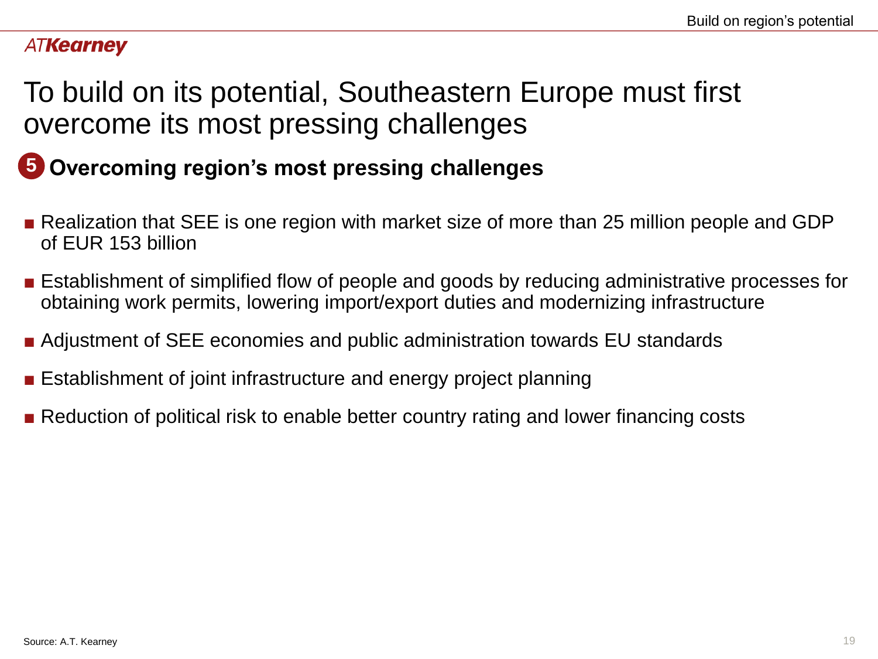# To build on its potential, Southeastern Europe must first overcome its most pressing challenges

## 5 Overcoming region's most pressing challenges

- Realization that SEE is one region with market size of more than 25 million people and GDP of EUR 153 billion
- Establishment of simplified flow of people and goods by reducing administrative processes for obtaining work permits, lowering import/export duties and modernizing infrastructure
- Adjustment of SEE economies and public administration towards EU standards
- Establishment of joint infrastructure and energy project planning
- Reduction of political risk to enable better country rating and lower financing costs

Source: A.T. Kearney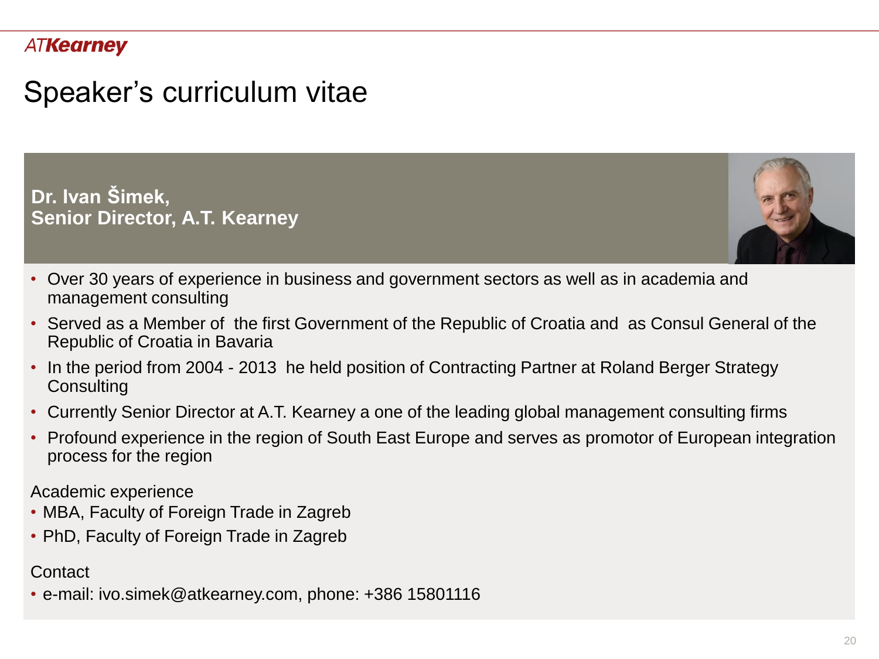# Speaker's curriculum vitae

**Dr. Ivan Šimek,**
**Senior Director, A.T. Kearney**

- Over 30 years of experience in business and government sectors as well as in academia and management consulting
- Served as a Member of the first Government of the Republic of Croatia and as Consul General of the Republic of Croatia in Bavaria
- In the period from 2004 - 2013 he held position of Contracting Partner at Roland Berger Strategy Consulting
- Currently Senior Director at A.T. Kearney a one of the leading global management consulting firms
- Profound experience in the region of South East Europe and serves as promotor of European integration process for the region

Academic experience

- MBA, Faculty of Foreign Trade in Zagreb
- PhD, Faculty of Foreign Trade in Zagreb

Contact

- e-mail: ivo.simek@atkearney.com, phone: +386 15801116